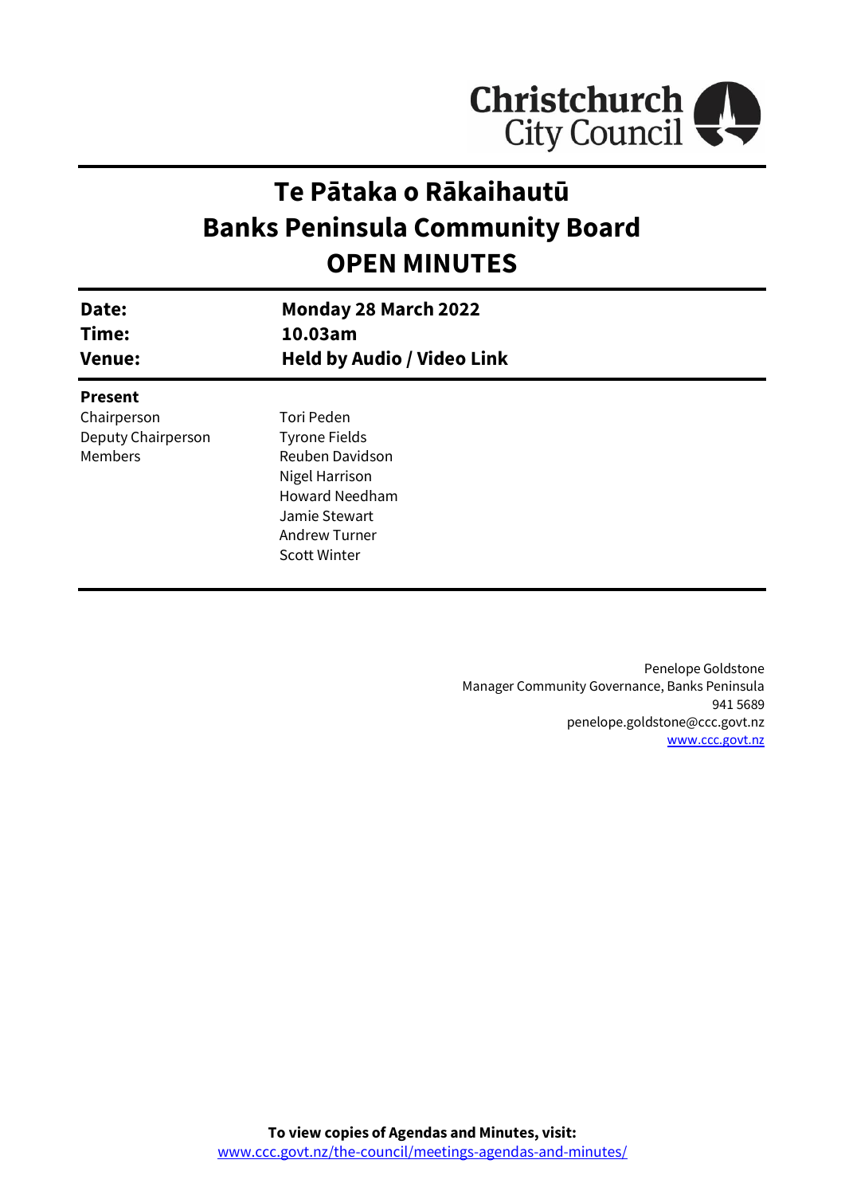# Te Pātaka o Rākaihautū
# Banks Peninsula Community Board
# OPEN MINUTES

| | |
|---|---|
| **Date:** | **Monday 28 March 2022** |
| **Time:** | **10.03am** |
| **Venue:** | **Held by Audio / Video Link** |

**Present**

| | |
|---|---|
| Chairperson | Tori Peden |
| Deputy Chairperson | Tyrone Fields |
| Members | Reuben Davidson |
| | Nigel Harrison |
| | Howard Needham |
| | Jamie Stewart |
| | Andrew Turner |
| | Scott Winter |

Penelope Goldstone
Manager Community Governance, Banks Peninsula
941 5689
penelope.goldstone@ccc.govt.nz
www.ccc.govt.nz

**To view copies of Agendas and Minutes, visit:**
www.ccc.govt.nz/the-council/meetings-agendas-and-minutes/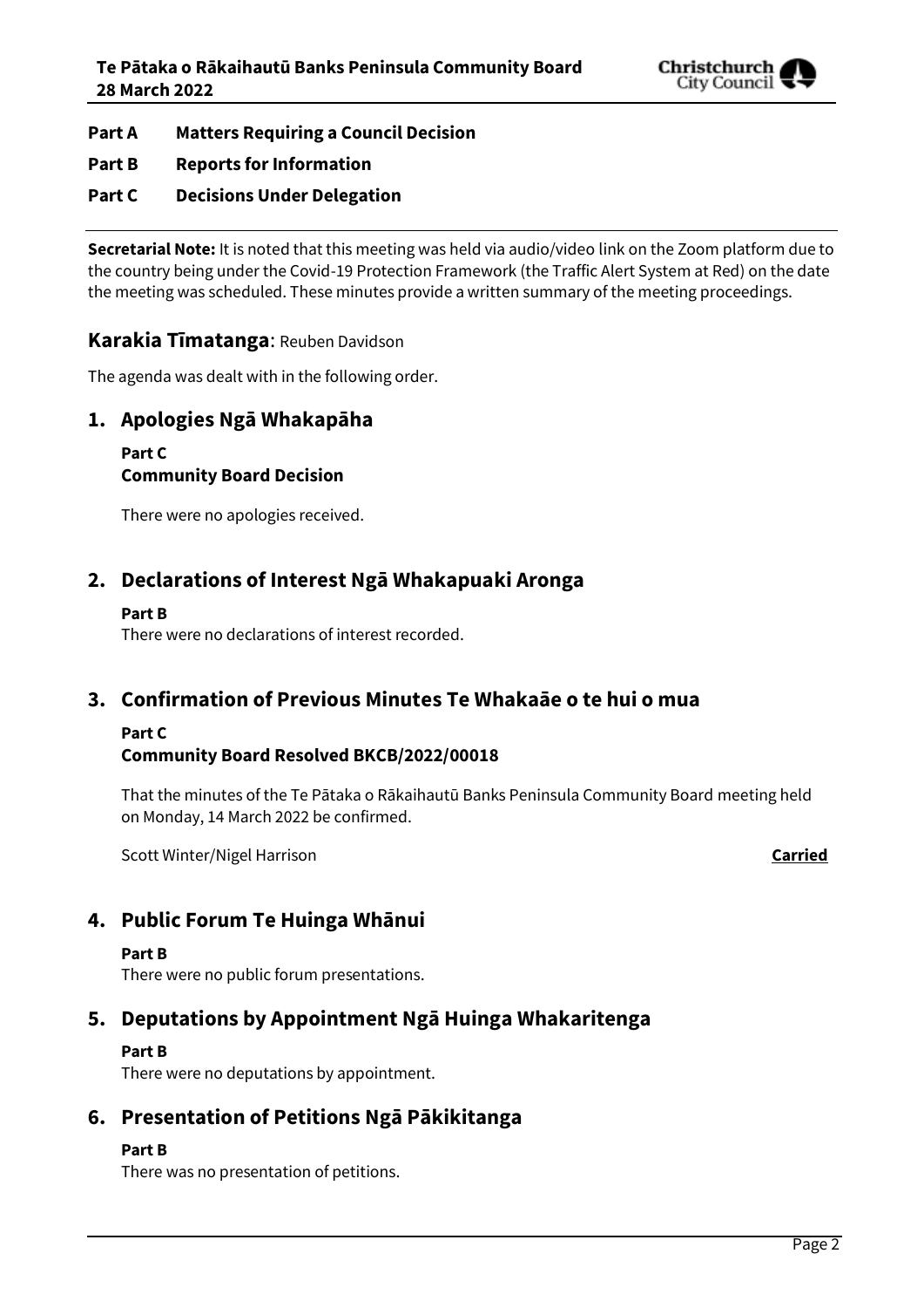**Part A Matters Requiring a Council Decision**

**Part B Reports for Information**

**Part C Decisions Under Delegation**

**Secretarial Note:** It is noted that this meeting was held via audio/video link on the Zoom platform due to the country being under the Covid-19 Protection Framework (the Traffic Alert System at Red) on the date the meeting was scheduled. These minutes provide a written summary of the meeting proceedings.

## Karakia Tīmatanga: Reuben Davidson

The agenda was dealt with in the following order.

## 1. Apologies Ngā Whakapāha

**Part C**
**Community Board Decision**

There were no apologies received.

## 2. Declarations of Interest Ngā Whakapuaki Aronga

**Part B**
There were no declarations of interest recorded.

## 3. Confirmation of Previous Minutes Te Whakaāe o te hui o mua

**Part C**
**Community Board Resolved BKCB/2022/00018**

That the minutes of the Te Pātaka o Rākaihautū Banks Peninsula Community Board meeting held on Monday, 14 March 2022 be confirmed.

Scott Winter/Nigel Harrison **Carried**

## 4. Public Forum Te Huinga Whānui

**Part B**
There were no public forum presentations.

## 5. Deputations by Appointment Ngā Huinga Whakaritenga

**Part B**
There were no deputations by appointment.

## 6. Presentation of Petitions Ngā Pākikitanga

**Part B**
There was no presentation of petitions.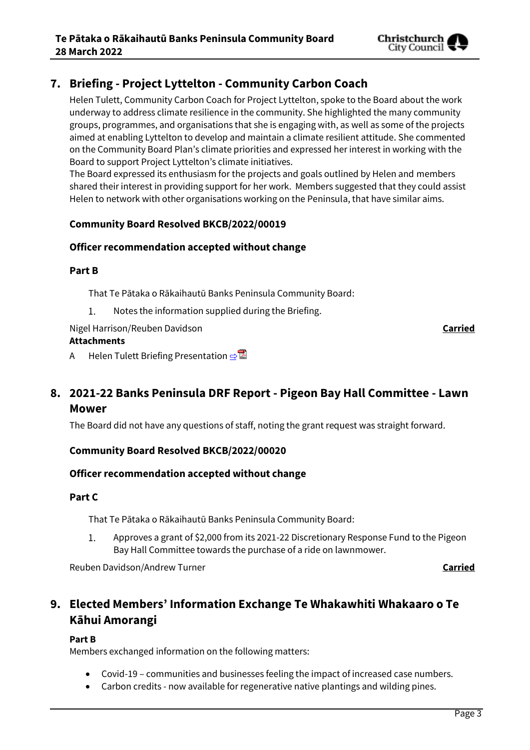## 7. Briefing - Project Lyttelton - Community Carbon Coach

Helen Tulett, Community Carbon Coach for Project Lyttelton, spoke to the Board about the work underway to address climate resilience in the community. She highlighted the many community groups, programmes, and organisations that she is engaging with, as well as some of the projects aimed at enabling Lyttelton to develop and maintain a climate resilient attitude. She commented on the Community Board Plan's climate priorities and expressed her interest in working with the Board to support Project Lyttelton's climate initiatives.

The Board expressed its enthusiasm for the projects and goals outlined by Helen and members shared their interest in providing support for her work. Members suggested that they could assist Helen to network with other organisations working on the Peninsula, that have similar aims.

### Community Board Resolved BKCB/2022/00019

### Officer recommendation accepted without change

#### Part B

That Te Pātaka o Rākaihautū Banks Peninsula Community Board:

1. Notes the information supplied during the Briefing.

Nigel Harrison/Reuben Davidson **Carried**

**Attachments**

A Helen Tulett Briefing Presentation ⇨

## 8. 2021-22 Banks Peninsula DRF Report - Pigeon Bay Hall Committee - Lawn Mower

The Board did not have any questions of staff, noting the grant request was straight forward.

### Community Board Resolved BKCB/2022/00020

### Officer recommendation accepted without change

#### Part C

That Te Pātaka o Rākaihautū Banks Peninsula Community Board:

1. Approves a grant of $2,000 from its 2021-22 Discretionary Response Fund to the Pigeon Bay Hall Committee towards the purchase of a ride on lawnmower.

Reuben Davidson/Andrew Turner **Carried**

## 9. Elected Members' Information Exchange Te Whakawhiti Whakaaro o Te Kāhui Amorangi

**Part B**

Members exchanged information on the following matters:

- Covid-19 – communities and businesses feeling the impact of increased case numbers.
- Carbon credits - now available for regenerative native plantings and wilding pines.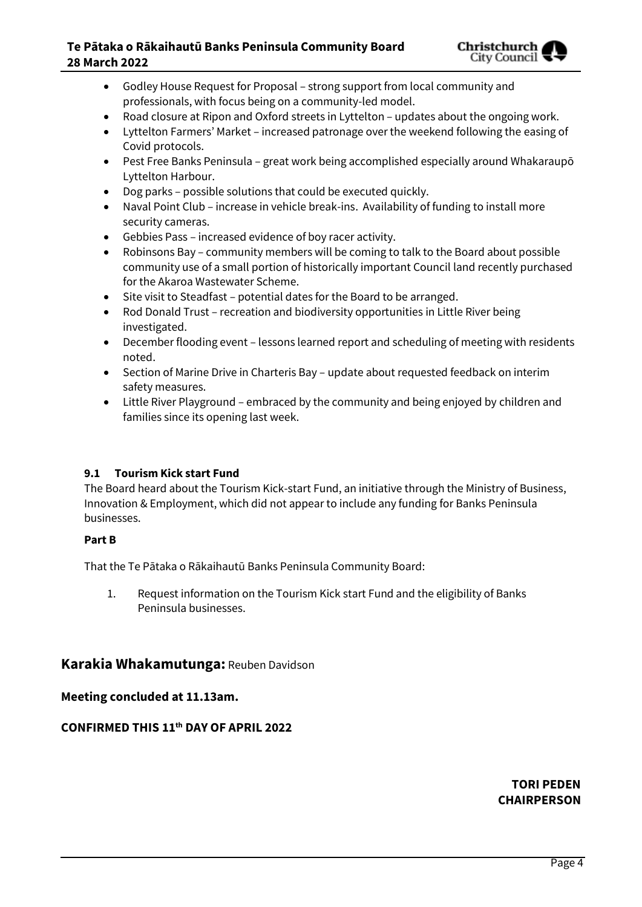- Godley House Request for Proposal – strong support from local community and professionals, with focus being on a community-led model.
- Road closure at Ripon and Oxford streets in Lyttelton – updates about the ongoing work.
- Lyttelton Farmers' Market – increased patronage over the weekend following the easing of Covid protocols.
- Pest Free Banks Peninsula – great work being accomplished especially around Whakaraupō Lyttelton Harbour.
- Dog parks – possible solutions that could be executed quickly.
- Naval Point Club – increase in vehicle break-ins. Availability of funding to install more security cameras.
- Gebbies Pass – increased evidence of boy racer activity.
- Robinsons Bay – community members will be coming to talk to the Board about possible community use of a small portion of historically important Council land recently purchased for the Akaroa Wastewater Scheme.
- Site visit to Steadfast – potential dates for the Board to be arranged.
- Rod Donald Trust – recreation and biodiversity opportunities in Little River being investigated.
- December flooding event – lessons learned report and scheduling of meeting with residents noted.
- Section of Marine Drive in Charteris Bay – update about requested feedback on interim safety measures.
- Little River Playground – embraced by the community and being enjoyed by children and families since its opening last week.

### 9.1 Tourism Kick start Fund

The Board heard about the Tourism Kick-start Fund, an initiative through the Ministry of Business, Innovation & Employment, which did not appear to include any funding for Banks Peninsula businesses.

**Part B**

That the Te Pātaka o Rākaihautū Banks Peninsula Community Board:

1. Request information on the Tourism Kick start Fund and the eligibility of Banks Peninsula businesses.

## Karakia Whakamutunga: Reuben Davidson

**Meeting concluded at 11.13am.**

**CONFIRMED THIS 11th DAY OF APRIL 2022**

**TORI PEDEN**
**CHAIRPERSON**